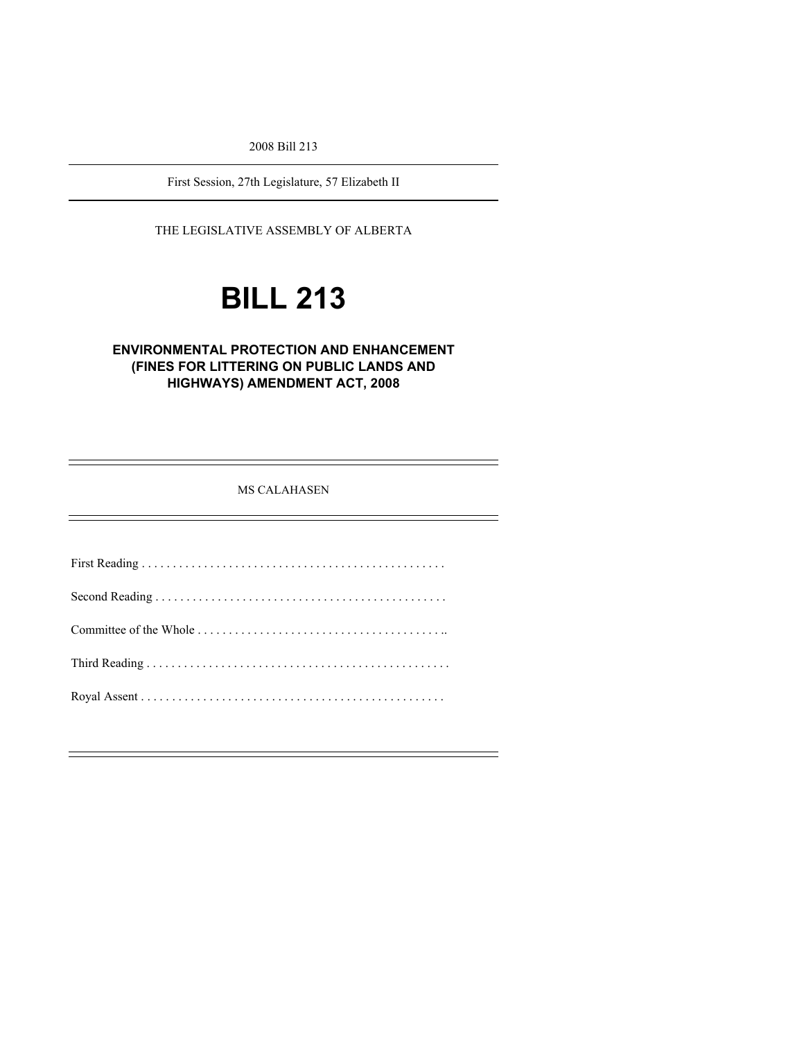2008 Bill 213

First Session, 27th Legislature, 57 Elizabeth II

THE LEGISLATIVE ASSEMBLY OF ALBERTA

# BILL 213

## ENVIRONMENTAL PROTECTION AND ENHANCEMENT (FINES FOR LITTERING ON PUBLIC LANDS AND HIGHWAYS) AMENDMENT ACT, 2008

MS CALAHASEN

First Reading . . . . . . . . . . . . . . . . . . . . . . . . . . . . . . . . . . . . . . . . . . . . . . . . .

Second Reading . . . . . . . . . . . . . . . . . . . . . . . . . . . . . . . . . . . . . . . . . . . . . . .

Committee of the Whole . . . . . . . . . . . . . . . . . . . . . . . . . . . . . . . . . . . . . . . ..

Third Reading . . . . . . . . . . . . . . . . . . . . . . . . . . . . . . . . . . . . . . . . . . . . . . . . .

Royal Assent . . . . . . . . . . . . . . . . . . . . . . . . . . . . . . . . . . . . . . . . . . . . . . . . .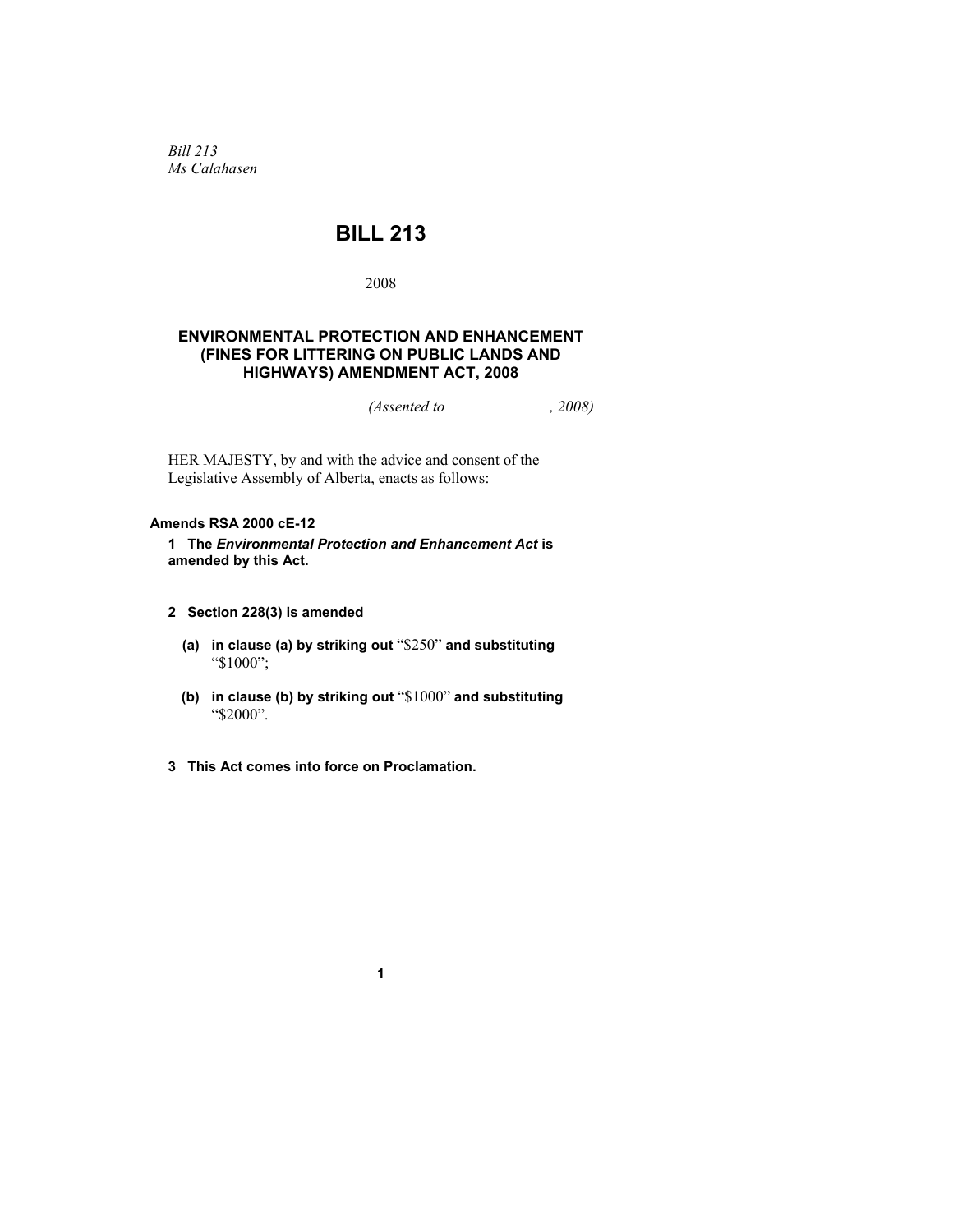*Bill 213*
*Ms Calahasen*

# BILL 213

2008

## ENVIRONMENTAL PROTECTION AND ENHANCEMENT (FINES FOR LITTERING ON PUBLIC LANDS AND HIGHWAYS) AMENDMENT ACT, 2008

*(Assented to , 2008)*

HER MAJESTY, by and with the advice and consent of the Legislative Assembly of Alberta, enacts as follows:

**Amends RSA 2000 cE-12**

**1 The *Environmental Protection and Enhancement Act* is amended by this Act.**

**2 Section 228(3) is amended**

**(a) in clause (a) by striking out** "$250" **and substituting** "$1000";

**(b) in clause (b) by striking out** "$1000" **and substituting** "$2000".

**3 This Act comes into force on Proclamation.**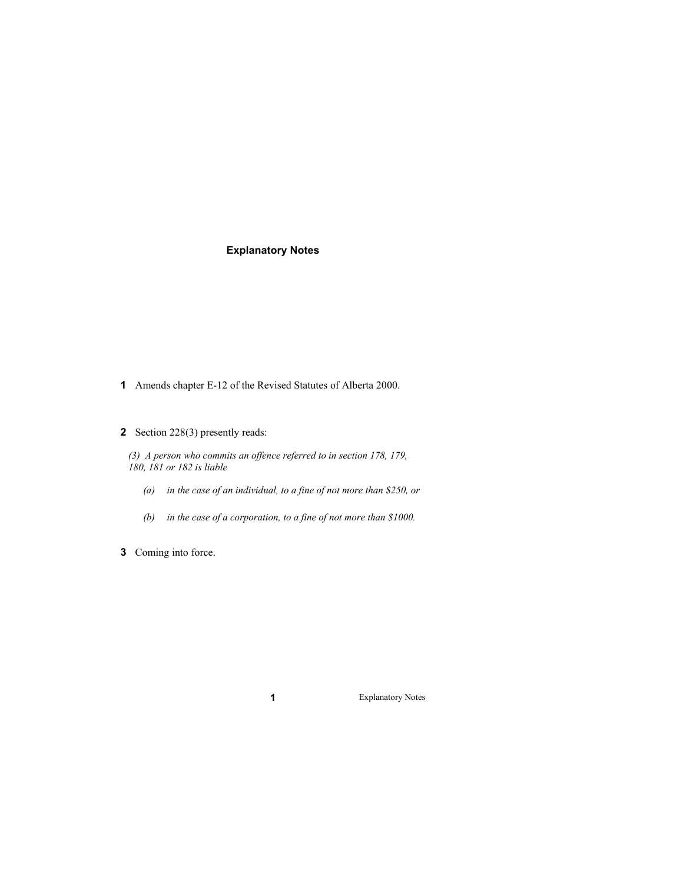## Explanatory Notes

**1** Amends chapter E-12 of the Revised Statutes of Alberta 2000.

**2** Section 228(3) presently reads:

*(3) A person who commits an offence referred to in section 178, 179, 180, 181 or 182 is liable*

*(a) in the case of an individual, to a fine of not more than $250, or*

*(b) in the case of a corporation, to a fine of not more than $1000.*

**3** Coming into force.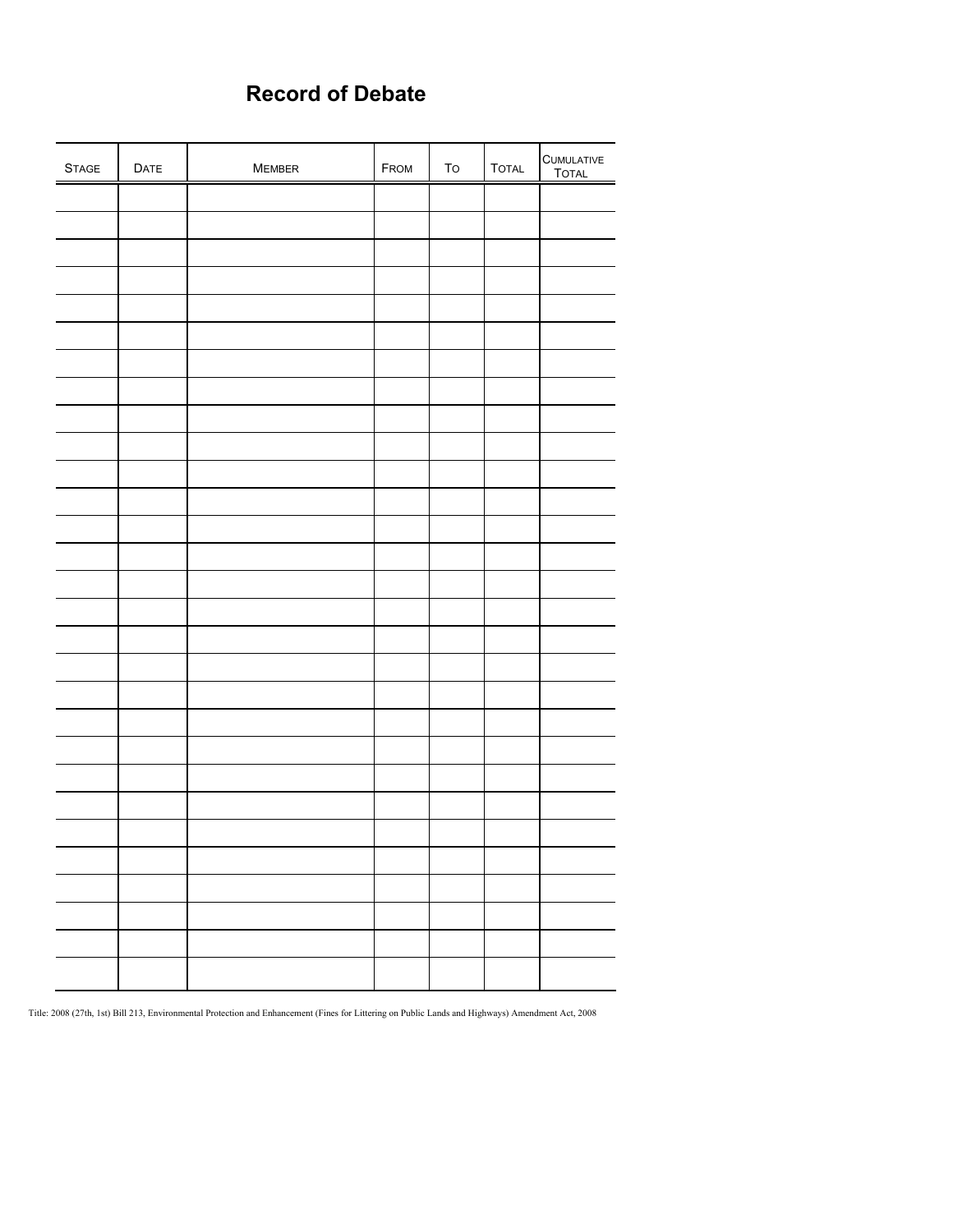# Record of Debate

| Stage | Date | Member | From | To | Total | Cumulative Total |
|---|---|---|---|---|---|---|
| | | | | | | |
| | | | | | | |
| | | | | | | |
| | | | | | | |
| | | | | | | |
| | | | | | | |
| | | | | | | |
| | | | | | | |
| | | | | | | |
| | | | | | | |
| | | | | | | |
| | | | | | | |
| | | | | | | |
| | | | | | | |
| | | | | | | |
| | | | | | | |
| | | | | | | |
| | | | | | | |
| | | | | | | |
| | | | | | | |
| | | | | | | |
| | | | | | | |
| | | | | | | |
| | | | | | | |
| | | | | | | |
| | | | | | | |
| | | | | | | |
| | | | | | | |
| | | | | | | |

Title: 2008 (27th, 1st) Bill 213, Environmental Protection and Enhancement (Fines for Littering on Public Lands and Highways) Amendment Act, 2008